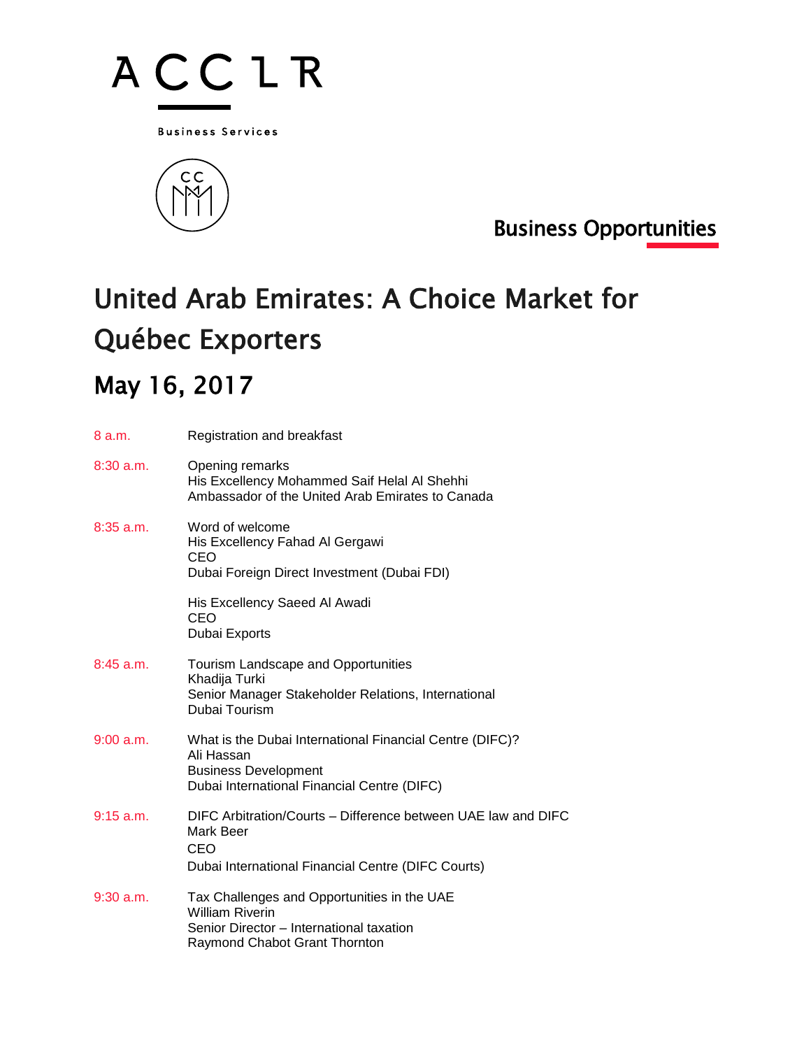ACCLR

Business Services

Business Opportunities

# United Arab Emirates: A Choice Market for Québec Exporters

## May 16, 2017

| | |
|---|---|
| 8 a.m. | Registration and breakfast |
| 8:30 a.m. | Opening remarks<br>His Excellency Mohammed Saif Helal Al Shehhi<br>Ambassador of the United Arab Emirates to Canada |
| 8:35 a.m. | Word of welcome<br>His Excellency Fahad Al Gergawi<br>CEO<br>Dubai Foreign Direct Investment (Dubai FDI)<br><br>His Excellency Saeed Al Awadi<br>CEO<br>Dubai Exports |
| 8:45 a.m. | Tourism Landscape and Opportunities<br>Khadija Turki<br>Senior Manager Stakeholder Relations, International<br>Dubai Tourism |
| 9:00 a.m. | What is the Dubai International Financial Centre (DIFC)?<br>Ali Hassan<br>Business Development<br>Dubai International Financial Centre (DIFC) |
| 9:15 a.m. | DIFC Arbitration/Courts – Difference between UAE law and DIFC<br>Mark Beer<br>CEO<br>Dubai International Financial Centre (DIFC Courts) |
| 9:30 a.m. | Tax Challenges and Opportunities in the UAE<br>William Riverin<br>Senior Director – International taxation<br>Raymond Chabot Grant Thornton |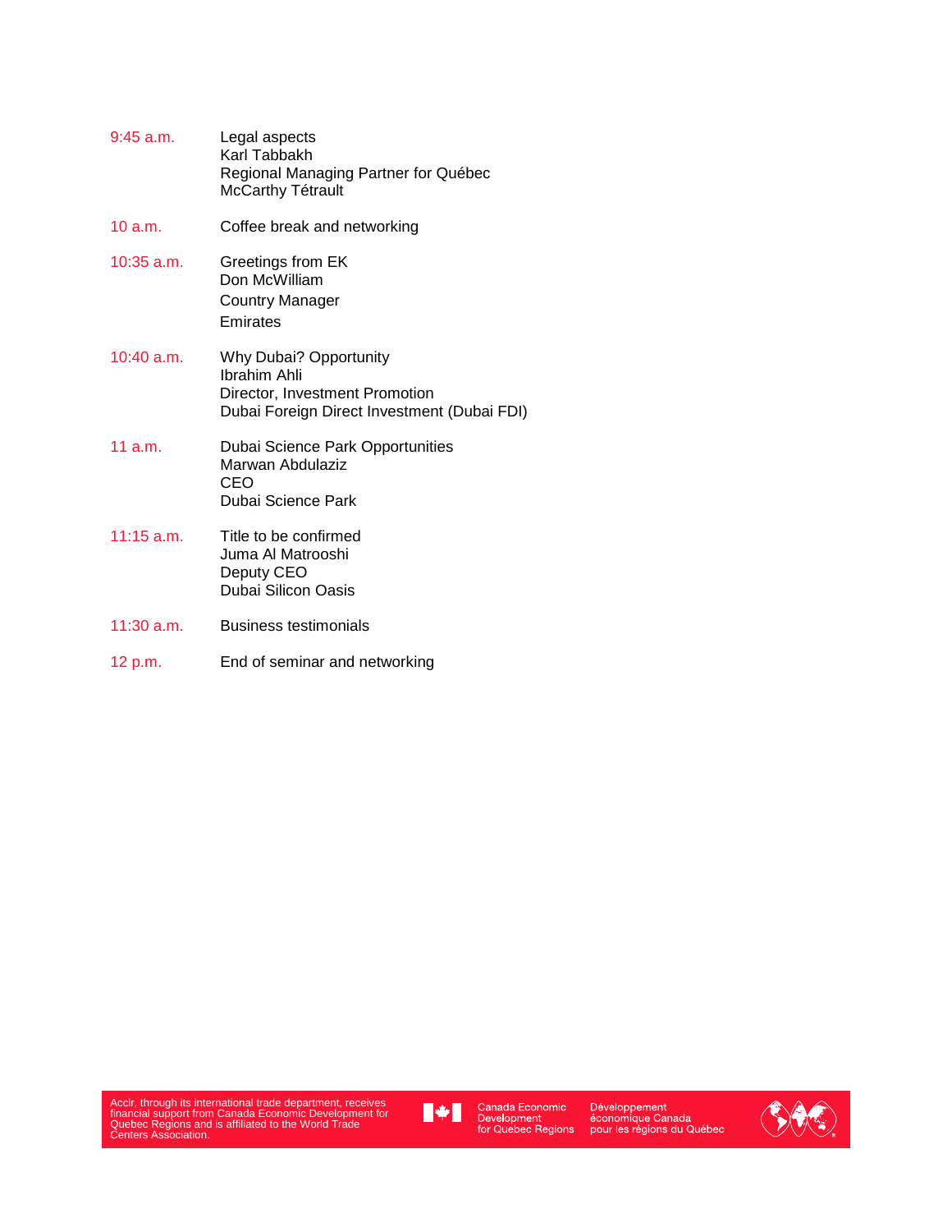| | |
|---|---|
| 9:45 a.m. | Legal aspects<br>Karl Tabbakh<br>Regional Managing Partner for Québec<br>McCarthy Tétrault |
| 10 a.m. | Coffee break and networking |
| 10:35 a.m. | Greetings from EK<br>Don McWilliam<br>Country Manager<br>Emirates |
| 10:40 a.m. | Why Dubai? Opportunity<br>Ibrahim Ahli<br>Director, Investment Promotion<br>Dubai Foreign Direct Investment (Dubai FDI) |
| 11 a.m. | Dubai Science Park Opportunities<br>Marwan Abdulaziz<br>CEO<br>Dubai Science Park |
| 11:15 a.m. | Title to be confirmed<br>Juma Al Matrooshi<br>Deputy CEO<br>Dubai Silicon Oasis |
| 11:30 a.m. | Business testimonials |
| 12 p.m. | End of seminar and networking |

Acclr, through its international trade department, receives financial support from Canada Economic Development for Quebec Regions and is affiliated to the World Trade Centers Association.

Canada Economic Development for Quebec Regions

Développement économique Canada pour les régions du Québec